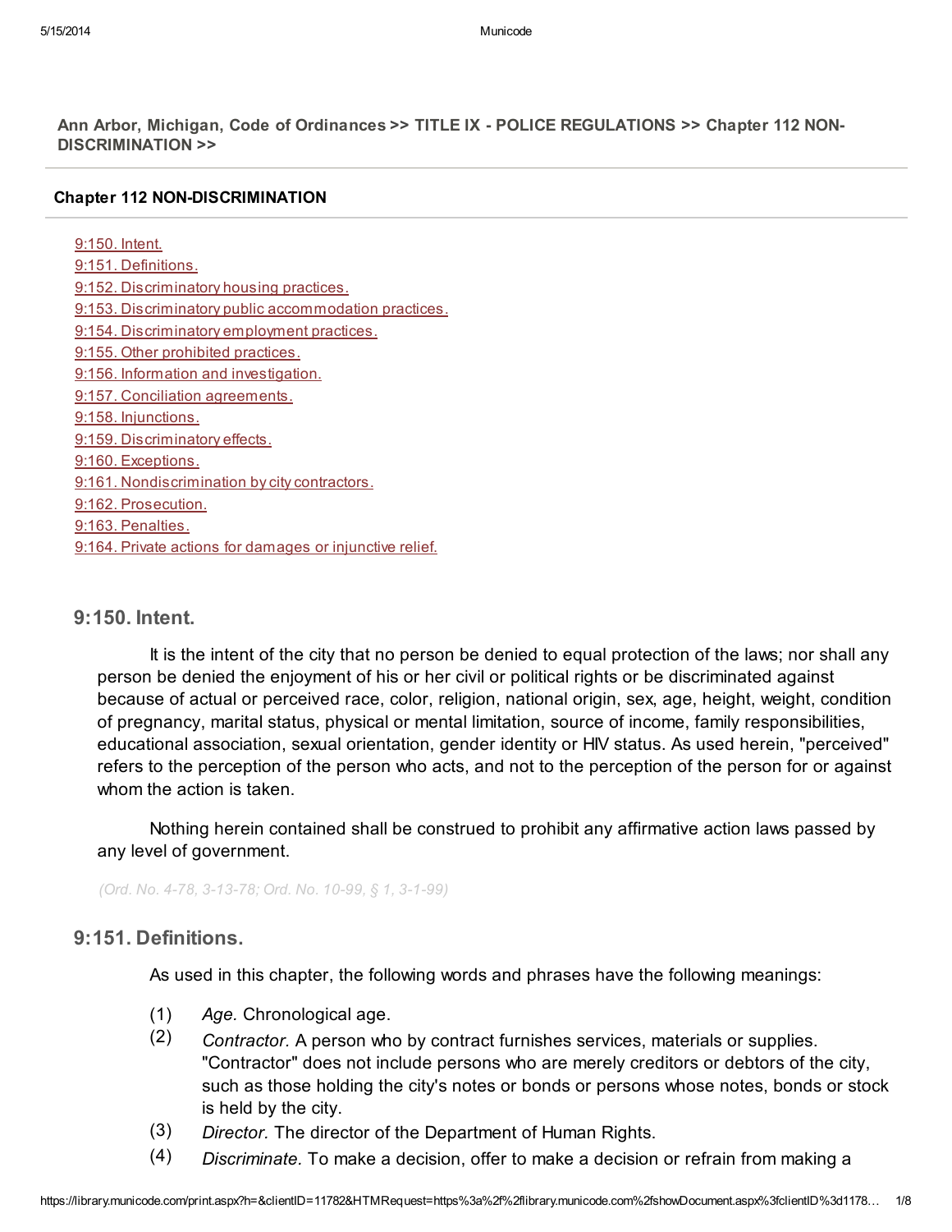**Ann Arbor, Michigan, Code of Ordinances >> TITLE IX - POLICE REGULATIONS >> Chapter 112 NON-DISCRIMINATION >>**

## Chapter 112 NON-DISCRIMINATION

- 9:150. Intent.
- 9:151. Definitions.
- 9:152. Discriminatory housing practices.
- 9:153. Discriminatory public accommodation practices.
- 9:154. Discriminatory employment practices.
- 9:155. Other prohibited practices.
- 9:156. Information and investigation.
- 9:157. Conciliation agreements.
- 9:158. Injunctions.
- 9:159. Discriminatory effects.
- 9:160. Exceptions.
- 9:161. Nondiscrimination by city contractors.
- 9:162. Prosecution.
- 9:163. Penalties.
- 9:164. Private actions for damages or injunctive relief.

### 9:150. Intent.

It is the intent of the city that no person be denied to equal protection of the laws; nor shall any person be denied the enjoyment of his or her civil or political rights or be discriminated against because of actual or perceived race, color, religion, national origin, sex, age, height, weight, condition of pregnancy, marital status, physical or mental limitation, source of income, family responsibilities, educational association, sexual orientation, gender identity or HIV status. As used herein, "perceived" refers to the perception of the person who acts, and not to the perception of the person for or against whom the action is taken.

Nothing herein contained shall be construed to prohibit any affirmative action laws passed by any level of government.

*(Ord. No. 4-78, 3-13-78; Ord. No. 10-99, § 1, 3-1-99)*

### 9:151. Definitions.

As used in this chapter, the following words and phrases have the following meanings:

(1) *Age.* Chronological age.

(2) *Contractor.* A person who by contract furnishes services, materials or supplies. "Contractor" does not include persons who are merely creditors or debtors of the city, such as those holding the city's notes or bonds or persons whose notes, bonds or stock is held by the city.

(3) *Director.* The director of the Department of Human Rights.

(4) *Discriminate.* To make a decision, offer to make a decision or refrain from making a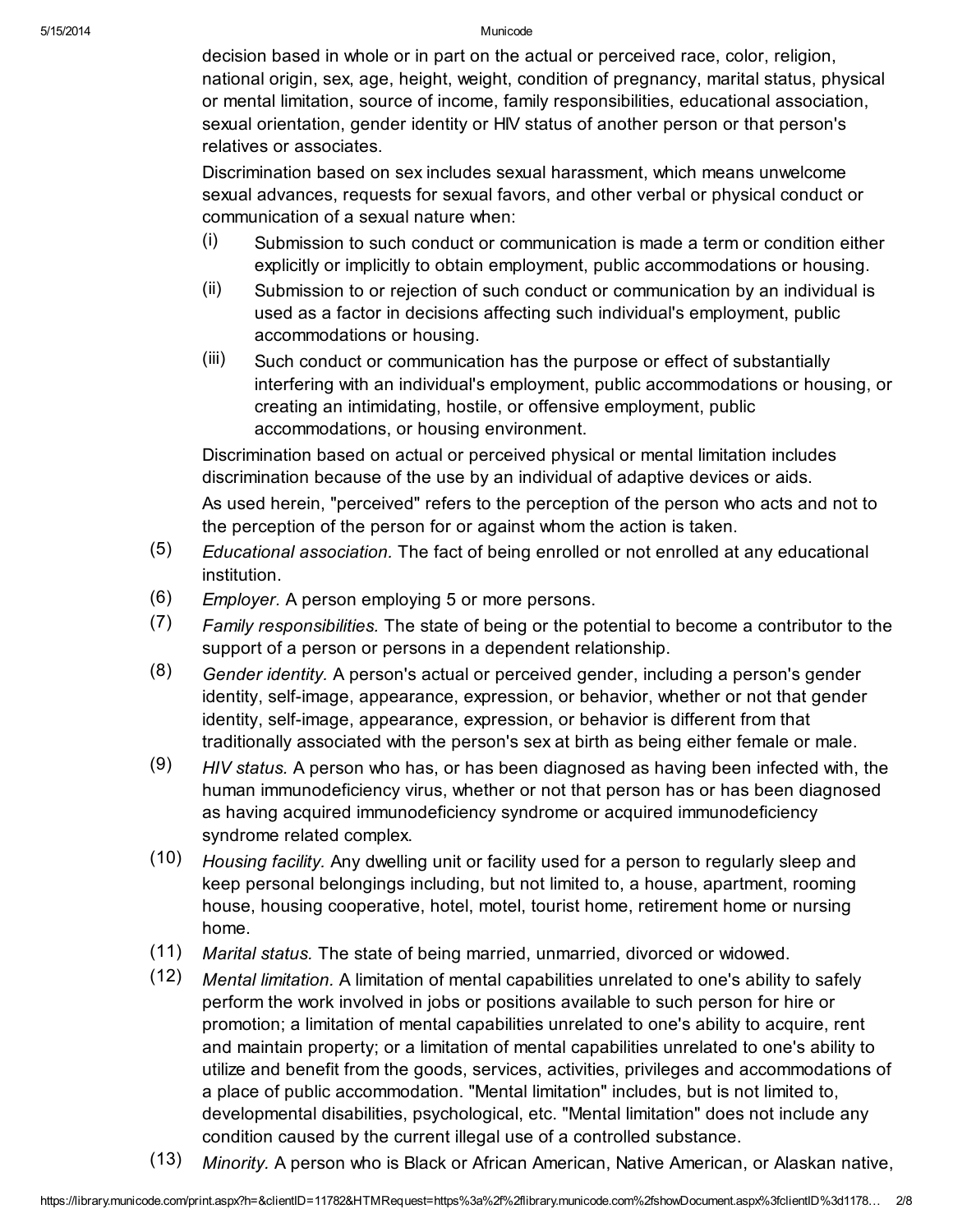decision based in whole or in part on the actual or perceived race, color, religion, national origin, sex, age, height, weight, condition of pregnancy, marital status, physical or mental limitation, source of income, family responsibilities, educational association, sexual orientation, gender identity or HIV status of another person or that person's relatives or associates.

Discrimination based on sex includes sexual harassment, which means unwelcome sexual advances, requests for sexual favors, and other verbal or physical conduct or communication of a sexual nature when:

(i) Submission to such conduct or communication is made a term or condition either explicitly or implicitly to obtain employment, public accommodations or housing.

(ii) Submission to or rejection of such conduct or communication by an individual is used as a factor in decisions affecting such individual's employment, public accommodations or housing.

(iii) Such conduct or communication has the purpose or effect of substantially interfering with an individual's employment, public accommodations or housing, or creating an intimidating, hostile, or offensive employment, public accommodations, or housing environment.

Discrimination based on actual or perceived physical or mental limitation includes discrimination because of the use by an individual of adaptive devices or aids.

As used herein, "perceived" refers to the perception of the person who acts and not to the perception of the person for or against whom the action is taken.

(5) *Educational association.* The fact of being enrolled or not enrolled at any educational institution.

(6) *Employer.* A person employing 5 or more persons.

(7) *Family responsibilities.* The state of being or the potential to become a contributor to the support of a person or persons in a dependent relationship.

(8) *Gender identity.* A person's actual or perceived gender, including a person's gender identity, self-image, appearance, expression, or behavior, whether or not that gender identity, self-image, appearance, expression, or behavior is different from that traditionally associated with the person's sex at birth as being either female or male.

(9) *HIV status.* A person who has, or has been diagnosed as having been infected with, the human immunodeficiency virus, whether or not that person has or has been diagnosed as having acquired immunodeficiency syndrome or acquired immunodeficiency syndrome related complex.

(10) *Housing facility.* Any dwelling unit or facility used for a person to regularly sleep and keep personal belongings including, but not limited to, a house, apartment, rooming house, housing cooperative, hotel, motel, tourist home, retirement home or nursing home.

(11) *Marital status.* The state of being married, unmarried, divorced or widowed.

(12) *Mental limitation.* A limitation of mental capabilities unrelated to one's ability to safely perform the work involved in jobs or positions available to such person for hire or promotion; a limitation of mental capabilities unrelated to one's ability to acquire, rent and maintain property; or a limitation of mental capabilities unrelated to one's ability to utilize and benefit from the goods, services, activities, privileges and accommodations of a place of public accommodation. "Mental limitation" includes, but is not limited to, developmental disabilities, psychological, etc. "Mental limitation" does not include any condition caused by the current illegal use of a controlled substance.

(13) *Minority.* A person who is Black or African American, Native American, or Alaskan native,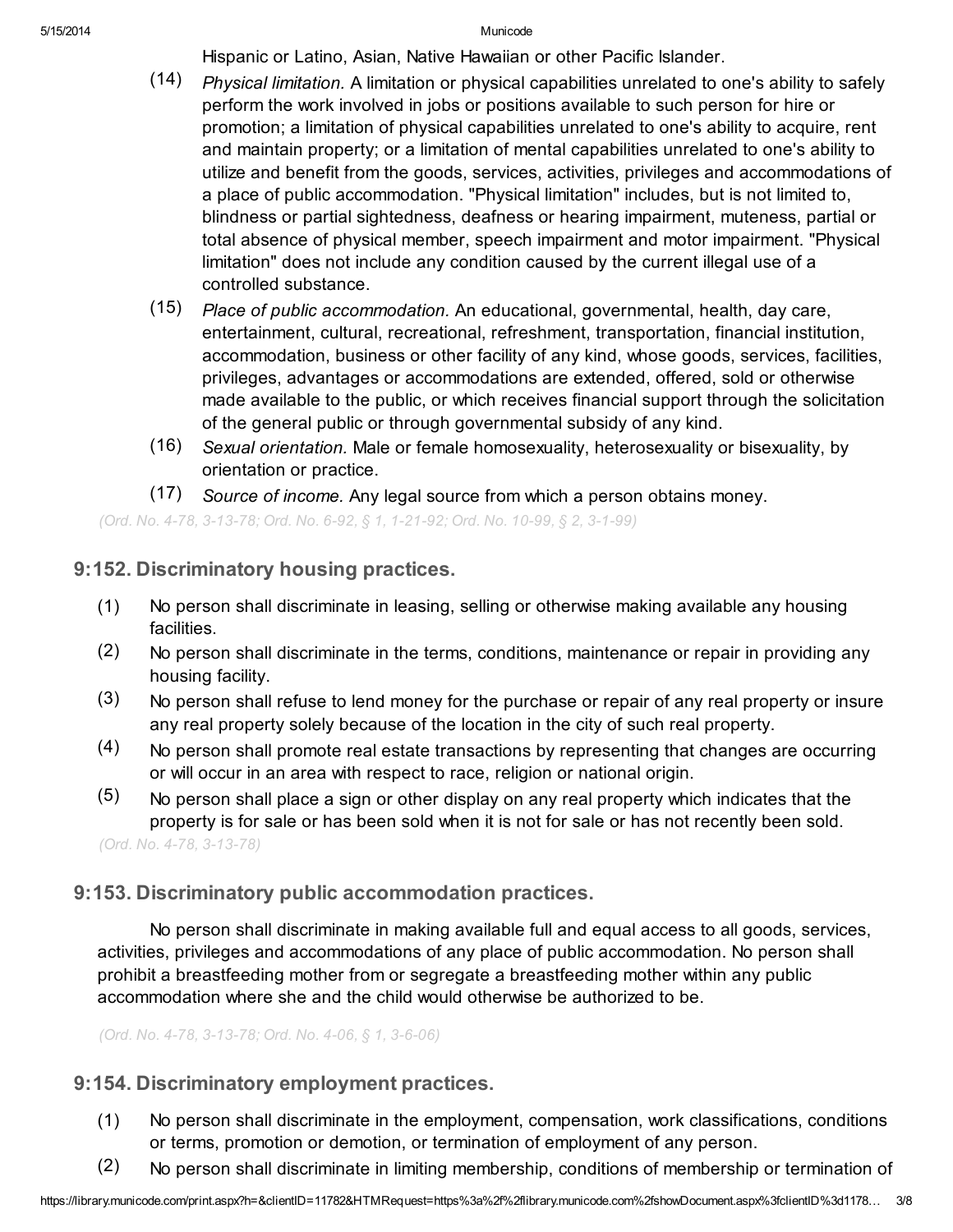Hispanic or Latino, Asian, Native Hawaiian or other Pacific Islander.

(14) *Physical limitation.* A limitation or physical capabilities unrelated to one's ability to safely perform the work involved in jobs or positions available to such person for hire or promotion; a limitation of physical capabilities unrelated to one's ability to acquire, rent and maintain property; or a limitation of mental capabilities unrelated to one's ability to utilize and benefit from the goods, services, activities, privileges and accommodations of a place of public accommodation. "Physical limitation" includes, but is not limited to, blindness or partial sightedness, deafness or hearing impairment, muteness, partial or total absence of physical member, speech impairment and motor impairment. "Physical limitation" does not include any condition caused by the current illegal use of a controlled substance.

(15) *Place of public accommodation.* An educational, governmental, health, day care, entertainment, cultural, recreational, refreshment, transportation, financial institution, accommodation, business or other facility of any kind, whose goods, services, facilities, privileges, advantages or accommodations are extended, offered, sold or otherwise made available to the public, or which receives financial support through the solicitation of the general public or through governmental subsidy of any kind.

(16) *Sexual orientation.* Male or female homosexuality, heterosexuality or bisexuality, by orientation or practice.

(17) *Source of income.* Any legal source from which a person obtains money.

*(Ord. No. 4-78, 3-13-78; Ord. No. 6-92, § 1, 1-21-92; Ord. No. 10-99, § 2, 3-1-99)*

## 9:152. Discriminatory housing practices.

(1) No person shall discriminate in leasing, selling or otherwise making available any housing facilities.

(2) No person shall discriminate in the terms, conditions, maintenance or repair in providing any housing facility.

(3) No person shall refuse to lend money for the purchase or repair of any real property or insure any real property solely because of the location in the city of such real property.

(4) No person shall promote real estate transactions by representing that changes are occurring or will occur in an area with respect to race, religion or national origin.

(5) No person shall place a sign or other display on any real property which indicates that the property is for sale or has been sold when it is not for sale or has not recently been sold.

*(Ord. No. 4-78, 3-13-78)*

## 9:153. Discriminatory public accommodation practices.

No person shall discriminate in making available full and equal access to all goods, services, activities, privileges and accommodations of any place of public accommodation. No person shall prohibit a breastfeeding mother from or segregate a breastfeeding mother within any public accommodation where she and the child would otherwise be authorized to be.

*(Ord. No. 4-78, 3-13-78; Ord. No. 4-06, § 1, 3-6-06)*

## 9:154. Discriminatory employment practices.

(1) No person shall discriminate in the employment, compensation, work classifications, conditions or terms, promotion or demotion, or termination of employment of any person.

(2) No person shall discriminate in limiting membership, conditions of membership or termination of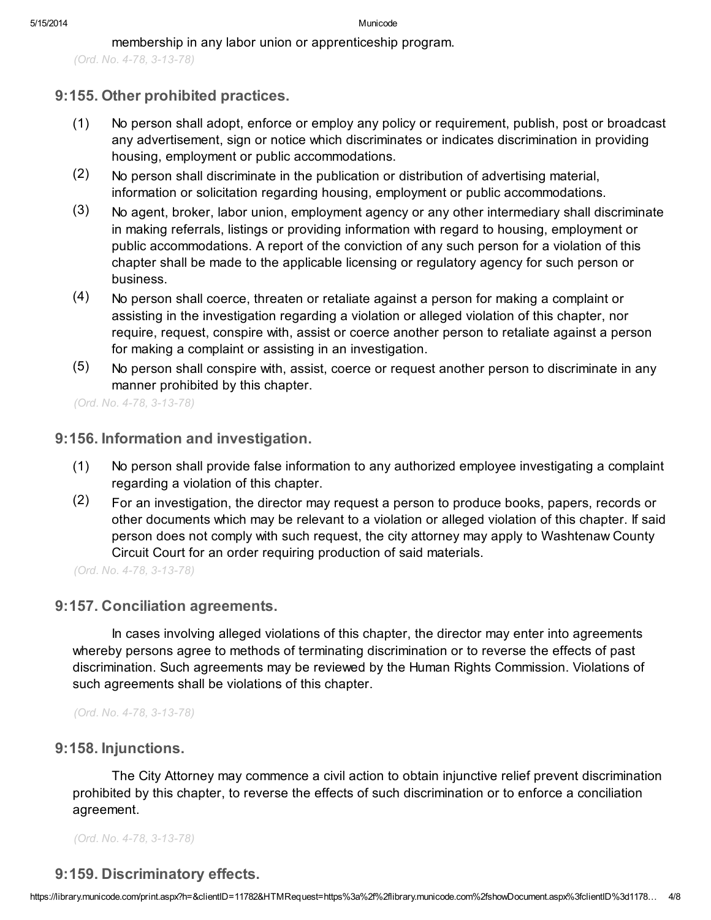membership in any labor union or apprenticeship program.

*(Ord. No. 4-78, 3-13-78)*

## 9:155. Other prohibited practices.

(1) No person shall adopt, enforce or employ any policy or requirement, publish, post or broadcast any advertisement, sign or notice which discriminates or indicates discrimination in providing housing, employment or public accommodations.

(2) No person shall discriminate in the publication or distribution of advertising material, information or solicitation regarding housing, employment or public accommodations.

(3) No agent, broker, labor union, employment agency or any other intermediary shall discriminate in making referrals, listings or providing information with regard to housing, employment or public accommodations. A report of the conviction of any such person for a violation of this chapter shall be made to the applicable licensing or regulatory agency for such person or business.

(4) No person shall coerce, threaten or retaliate against a person for making a complaint or assisting in the investigation regarding a violation or alleged violation of this chapter, nor require, request, conspire with, assist or coerce another person to retaliate against a person for making a complaint or assisting in an investigation.

(5) No person shall conspire with, assist, coerce or request another person to discriminate in any manner prohibited by this chapter.

*(Ord. No. 4-78, 3-13-78)*

## 9:156. Information and investigation.

(1) No person shall provide false information to any authorized employee investigating a complaint regarding a violation of this chapter.

(2) For an investigation, the director may request a person to produce books, papers, records or other documents which may be relevant to a violation or alleged violation of this chapter. If said person does not comply with such request, the city attorney may apply to Washtenaw County Circuit Court for an order requiring production of said materials.

*(Ord. No. 4-78, 3-13-78)*

## 9:157. Conciliation agreements.

In cases involving alleged violations of this chapter, the director may enter into agreements whereby persons agree to methods of terminating discrimination or to reverse the effects of past discrimination. Such agreements may be reviewed by the Human Rights Commission. Violations of such agreements shall be violations of this chapter.

*(Ord. No. 4-78, 3-13-78)*

## 9:158. Injunctions.

The City Attorney may commence a civil action to obtain injunctive relief prevent discrimination prohibited by this chapter, to reverse the effects of such discrimination or to enforce a conciliation agreement.

*(Ord. No. 4-78, 3-13-78)*

## 9:159. Discriminatory effects.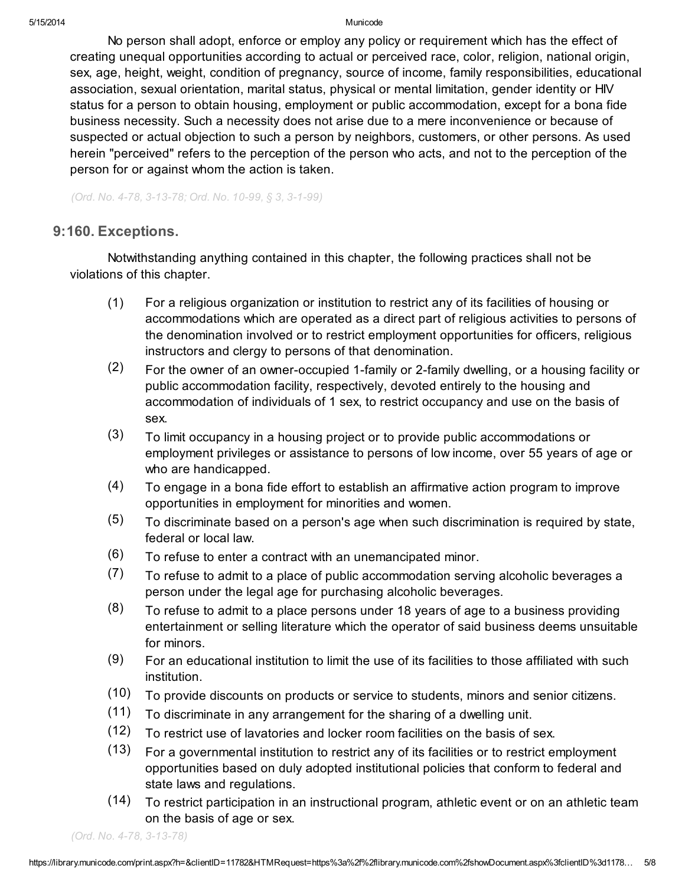No person shall adopt, enforce or employ any policy or requirement which has the effect of creating unequal opportunities according to actual or perceived race, color, religion, national origin, sex, age, height, weight, condition of pregnancy, source of income, family responsibilities, educational association, sexual orientation, marital status, physical or mental limitation, gender identity or HIV status for a person to obtain housing, employment or public accommodation, except for a bona fide business necessity. Such a necessity does not arise due to a mere inconvenience or because of suspected or actual objection to such a person by neighbors, customers, or other persons. As used herein "perceived" refers to the perception of the person who acts, and not to the perception of the person for or against whom the action is taken.

*(Ord. No. 4-78, 3-13-78; Ord. No. 10-99, § 3, 3-1-99)*

## 9:160. Exceptions.

Notwithstanding anything contained in this chapter, the following practices shall not be violations of this chapter.

(1) For a religious organization or institution to restrict any of its facilities of housing or accommodations which are operated as a direct part of religious activities to persons of the denomination involved or to restrict employment opportunities for officers, religious instructors and clergy to persons of that denomination.

(2) For the owner of an owner-occupied 1-family or 2-family dwelling, or a housing facility or public accommodation facility, respectively, devoted entirely to the housing and accommodation of individuals of 1 sex, to restrict occupancy and use on the basis of sex.

(3) To limit occupancy in a housing project or to provide public accommodations or employment privileges or assistance to persons of low income, over 55 years of age or who are handicapped.

(4) To engage in a bona fide effort to establish an affirmative action program to improve opportunities in employment for minorities and women.

(5) To discriminate based on a person's age when such discrimination is required by state, federal or local law.

(6) To refuse to enter a contract with an unemancipated minor.

(7) To refuse to admit to a place of public accommodation serving alcoholic beverages a person under the legal age for purchasing alcoholic beverages.

(8) To refuse to admit to a place persons under 18 years of age to a business providing entertainment or selling literature which the operator of said business deems unsuitable for minors.

(9) For an educational institution to limit the use of its facilities to those affiliated with such institution.

(10) To provide discounts on products or service to students, minors and senior citizens.

(11) To discriminate in any arrangement for the sharing of a dwelling unit.

(12) To restrict use of lavatories and locker room facilities on the basis of sex.

(13) For a governmental institution to restrict any of its facilities or to restrict employment opportunities based on duly adopted institutional policies that conform to federal and state laws and regulations.

(14) To restrict participation in an instructional program, athletic event or on an athletic team on the basis of age or sex.

*(Ord. No. 4-78, 3-13-78)*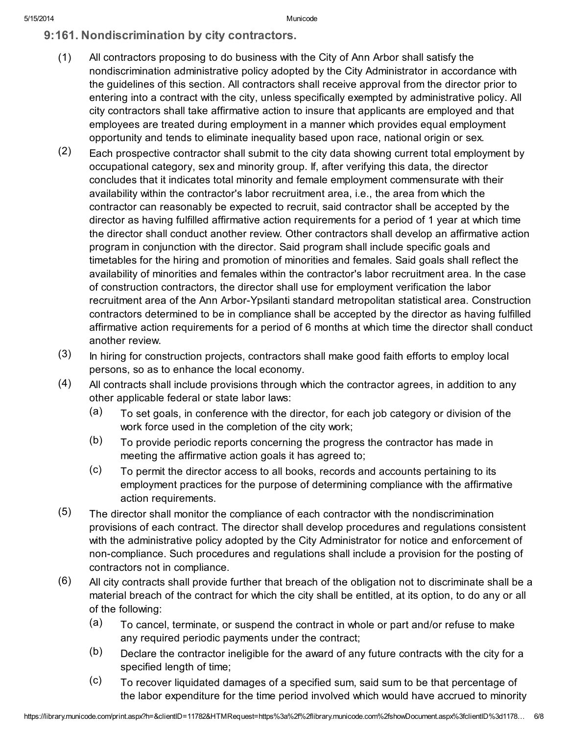## 9:161. Nondiscrimination by city contractors.

(1) All contractors proposing to do business with the City of Ann Arbor shall satisfy the nondiscrimination administrative policy adopted by the City Administrator in accordance with the guidelines of this section. All contractors shall receive approval from the director prior to entering into a contract with the city, unless specifically exempted by administrative policy. All city contractors shall take affirmative action to insure that applicants are employed and that employees are treated during employment in a manner which provides equal employment opportunity and tends to eliminate inequality based upon race, national origin or sex.

(2) Each prospective contractor shall submit to the city data showing current total employment by occupational category, sex and minority group. If, after verifying this data, the director concludes that it indicates total minority and female employment commensurate with their availability within the contractor's labor recruitment area, i.e., the area from which the contractor can reasonably be expected to recruit, said contractor shall be accepted by the director as having fulfilled affirmative action requirements for a period of 1 year at which time the director shall conduct another review. Other contractors shall develop an affirmative action program in conjunction with the director. Said program shall include specific goals and timetables for the hiring and promotion of minorities and females. Said goals shall reflect the availability of minorities and females within the contractor's labor recruitment area. In the case of construction contractors, the director shall use for employment verification the labor recruitment area of the Ann Arbor-Ypsilanti standard metropolitan statistical area. Construction contractors determined to be in compliance shall be accepted by the director as having fulfilled affirmative action requirements for a period of 6 months at which time the director shall conduct another review.

(3) In hiring for construction projects, contractors shall make good faith efforts to employ local persons, so as to enhance the local economy.

(4) All contracts shall include provisions through which the contractor agrees, in addition to any other applicable federal or state labor laws:

  (a) To set goals, in conference with the director, for each job category or division of the work force used in the completion of the city work;

  (b) To provide periodic reports concerning the progress the contractor has made in meeting the affirmative action goals it has agreed to;

  (c) To permit the director access to all books, records and accounts pertaining to its employment practices for the purpose of determining compliance with the affirmative action requirements.

(5) The director shall monitor the compliance of each contractor with the nondiscrimination provisions of each contract. The director shall develop procedures and regulations consistent with the administrative policy adopted by the City Administrator for notice and enforcement of non-compliance. Such procedures and regulations shall include a provision for the posting of contractors not in compliance.

(6) All city contracts shall provide further that breach of the obligation not to discriminate shall be a material breach of the contract for which the city shall be entitled, at its option, to do any or all of the following:

  (a) To cancel, terminate, or suspend the contract in whole or part and/or refuse to make any required periodic payments under the contract;

  (b) Declare the contractor ineligible for the award of any future contracts with the city for a specified length of time;

  (c) To recover liquidated damages of a specified sum, said sum to be that percentage of the labor expenditure for the time period involved which would have accrued to minority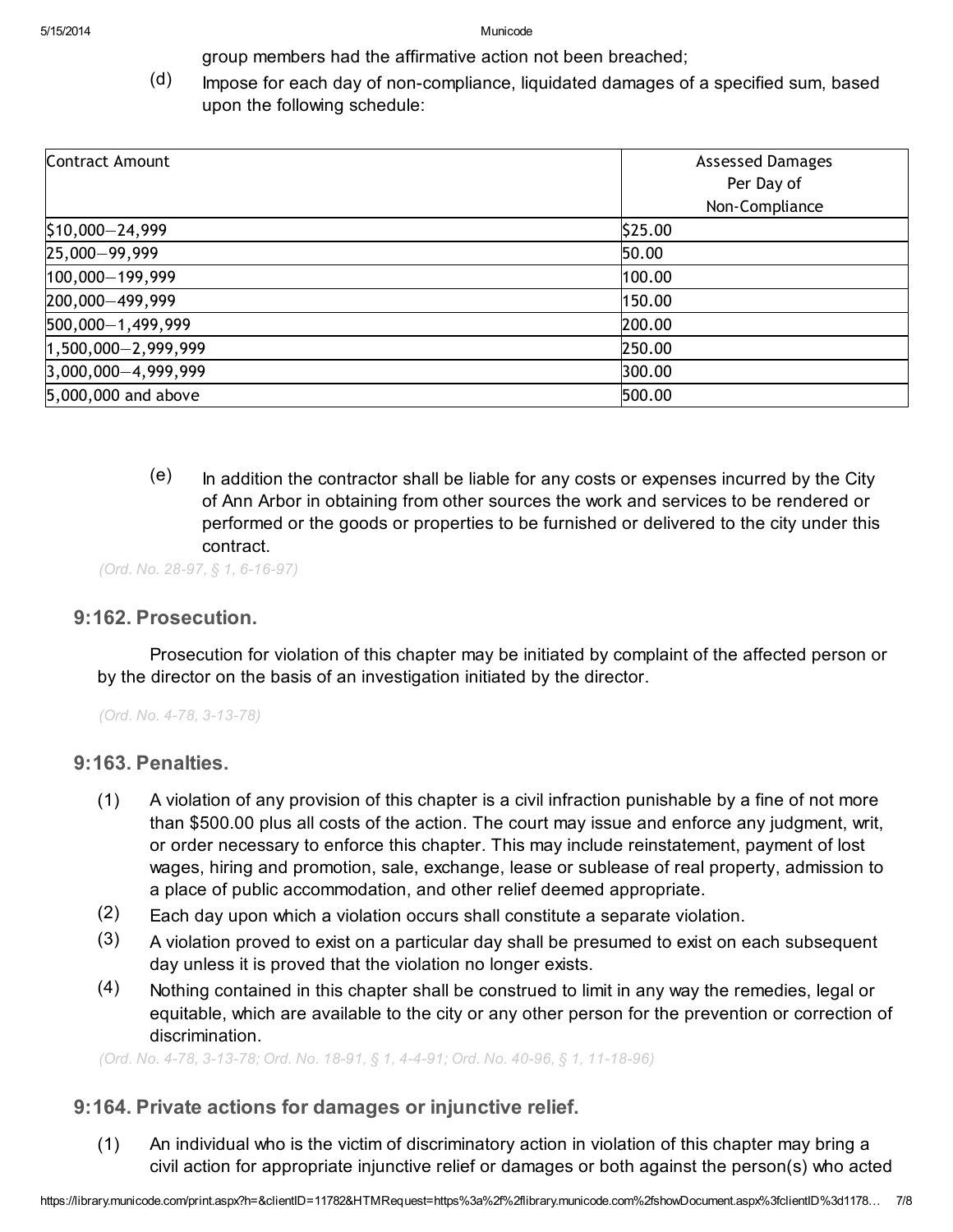group members had the affirmative action not been breached;

(d) Impose for each day of non-compliance, liquidated damages of a specified sum, based upon the following schedule:

| Contract Amount | Assessed Damages Per Day of Non-Compliance |
| --- | --- |
| $10,000—24,999 | $25.00 |
| 25,000—99,999 | 50.00 |
| 100,000—199,999 | 100.00 |
| 200,000—499,999 | 150.00 |
| 500,000—1,499,999 | 200.00 |
| 1,500,000—2,999,999 | 250.00 |
| 3,000,000—4,999,999 | 300.00 |
| 5,000,000 and above | 500.00 |

(e) In addition the contractor shall be liable for any costs or expenses incurred by the City of Ann Arbor in obtaining from other sources the work and services to be rendered or performed or the goods or properties to be furnished or delivered to the city under this contract.

*(Ord. No. 28-97, § 1, 6-16-97)*

### 9:162. Prosecution.

Prosecution for violation of this chapter may be initiated by complaint of the affected person or by the director on the basis of an investigation initiated by the director.

*(Ord. No. 4-78, 3-13-78)*

### 9:163. Penalties.

(1) A violation of any provision of this chapter is a civil infraction punishable by a fine of not more than $500.00 plus all costs of the action. The court may issue and enforce any judgment, writ, or order necessary to enforce this chapter. This may include reinstatement, payment of lost wages, hiring and promotion, sale, exchange, lease or sublease of real property, admission to a place of public accommodation, and other relief deemed appropriate.

(2) Each day upon which a violation occurs shall constitute a separate violation.

(3) A violation proved to exist on a particular day shall be presumed to exist on each subsequent day unless it is proved that the violation no longer exists.

(4) Nothing contained in this chapter shall be construed to limit in any way the remedies, legal or equitable, which are available to the city or any other person for the prevention or correction of discrimination.

*(Ord. No. 4-78, 3-13-78; Ord. No. 18-91, § 1, 4-4-91; Ord. No. 40-96, § 1, 11-18-96)*

### 9:164. Private actions for damages or injunctive relief.

(1) An individual who is the victim of discriminatory action in violation of this chapter may bring a civil action for appropriate injunctive relief or damages or both against the person(s) who acted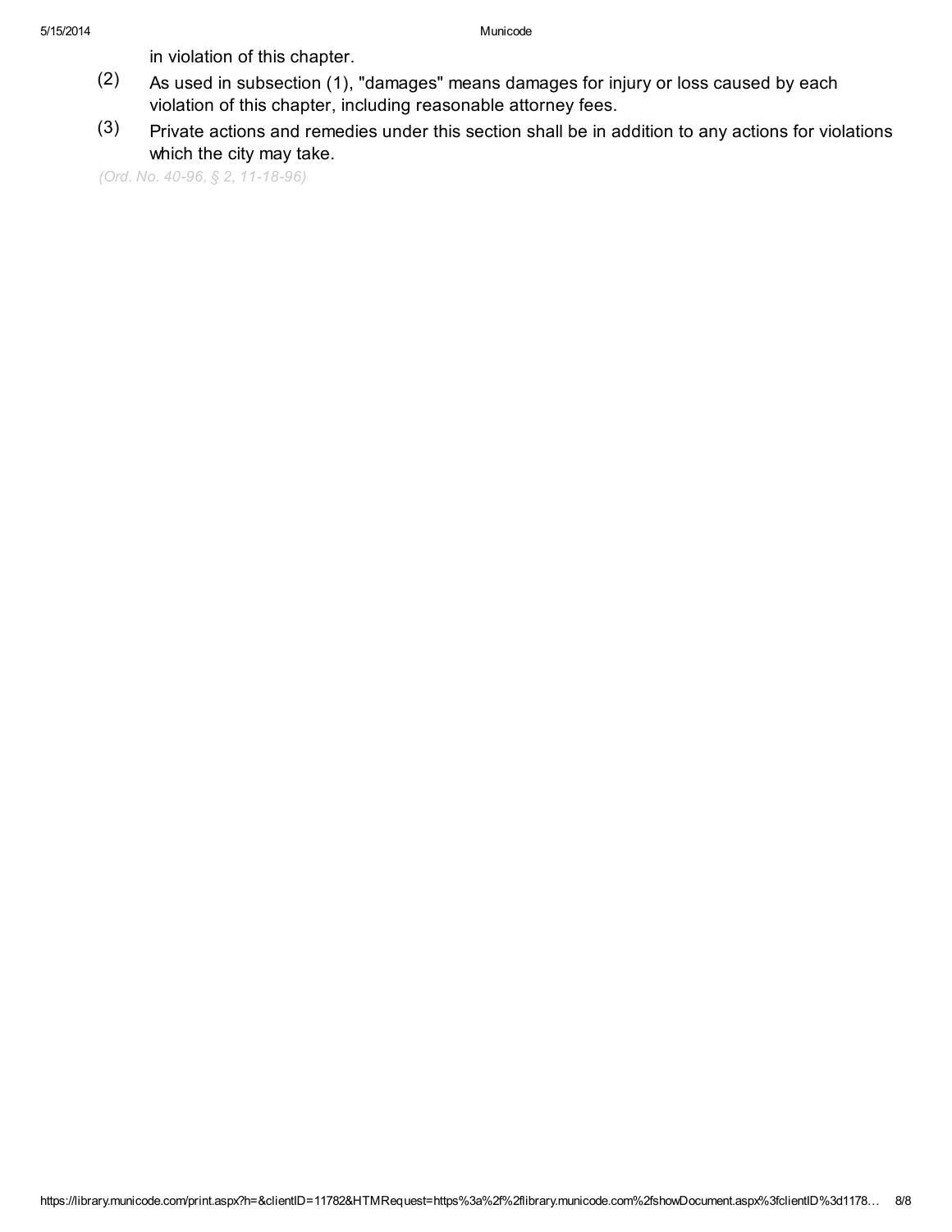in violation of this chapter.

(2) As used in subsection (1), "damages" means damages for injury or loss caused by each violation of this chapter, including reasonable attorney fees.

(3) Private actions and remedies under this section shall be in addition to any actions for violations which the city may take.

*(Ord. No. 40-96, § 2, 11-18-96)*